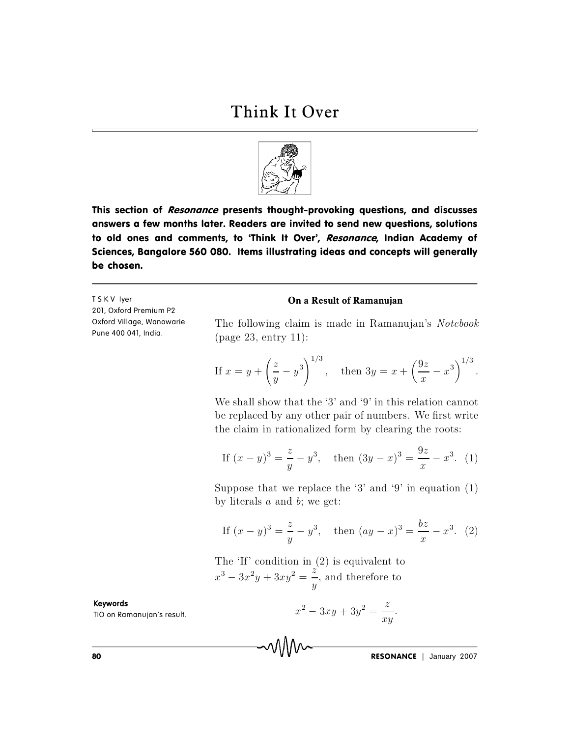# Think It Over

**This section of *Resonance* presents thought-provoking questions, and discusses answers a few months later. Readers are invited to send new questions, solutions to old ones and comments, to 'Think It Over', *Resonance*, Indian Academy of Sciences, Bangalore 560 080. Items illustrating ideas and concepts will generally be chosen.**

---

T S K V Iyer
201, Oxford Premium P2
Oxford Village, Wanowarie
Pune 400 041, India.

## On a Result of Ramanujan

The following claim is made in Ramanujan's *Notebook* (page 23, entry 11):

$$\text{If } x = y + \left(\frac{z}{y} - y^3\right)^{1/3}, \quad \text{then } 3y = x + \left(\frac{9z}{x} - x^3\right)^{1/3}.$$

We shall show that the '3' and '9' in this relation cannot be replaced by any other pair of numbers. We first write the claim in rationalized form by clearing the roots:

$$\text{If } (x-y)^3 = \frac{z}{y} - y^3, \quad \text{then } (3y-x)^3 = \frac{9z}{x} - x^3. \quad (1)$$

Suppose that we replace the '3' and '9' in equation (1) by literals $a$ and $b$; we get:

$$\text{If } (x-y)^3 = \frac{z}{y} - y^3, \quad \text{then } (ay-x)^3 = \frac{bz}{x} - x^3. \quad (2)$$

The 'If' condition in (2) is equivalent to $x^3 - 3x^2y + 3xy^2 = \dfrac{z}{y}$, and therefore to

$$x^2 - 3xy + 3y^2 = \frac{z}{xy}.$$

**Keywords**

TIO on Ramanujan's result.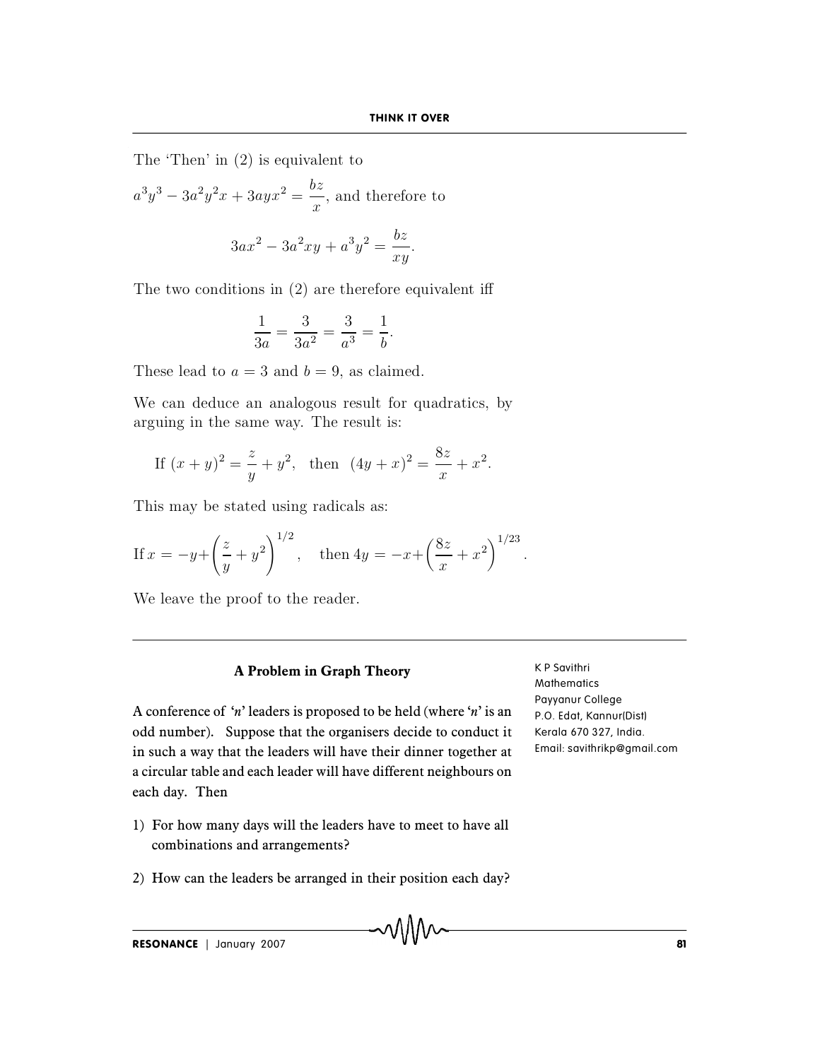The 'Then' in (2) is equivalent to

$a^3y^3 - 3a^2y^2x + 3ayx^2 = \dfrac{bz}{x}$, and therefore to

$$3ax^2 - 3a^2xy + a^3y^2 = \frac{bz}{xy}.$$

The two conditions in (2) are therefore equivalent iff

$$\frac{1}{3a} = \frac{3}{3a^2} = \frac{3}{a^3} = \frac{1}{b}.$$

These lead to $a = 3$ and $b = 9$, as claimed.

We can deduce an analogous result for quadratics, by arguing in the same way. The result is:

$$\text{If } (x+y)^2 = \frac{z}{y} + y^2, \quad \text{then} \quad (4y+x)^2 = \frac{8z}{x} + x^2.$$

This may be stated using radicals as:

$$\text{If } x = -y + \left(\frac{z}{y} + y^2\right)^{1/2}, \quad \text{then } 4y = -x + \left(\frac{8z}{x} + x^2\right)^{1/23}.$$

We leave the proof to the reader.

---

## A Problem in Graph Theory

K P Savithri
Mathematics
Payyanur College
P.O. Edat, Kannur(Dist)
Kerala 670 327, India.
Email: savithrikp@gmail.com

A conference of '*n*' leaders is proposed to be held (where '*n*' is an odd number). Suppose that the organisers decide to conduct it in such a way that the leaders will have their dinner together at a circular table and each leader will have different neighbours on each day. Then

1) For how many days will the leaders have to meet to have all combinations and arrangements?

2) How can the leaders be arranged in their position each day?